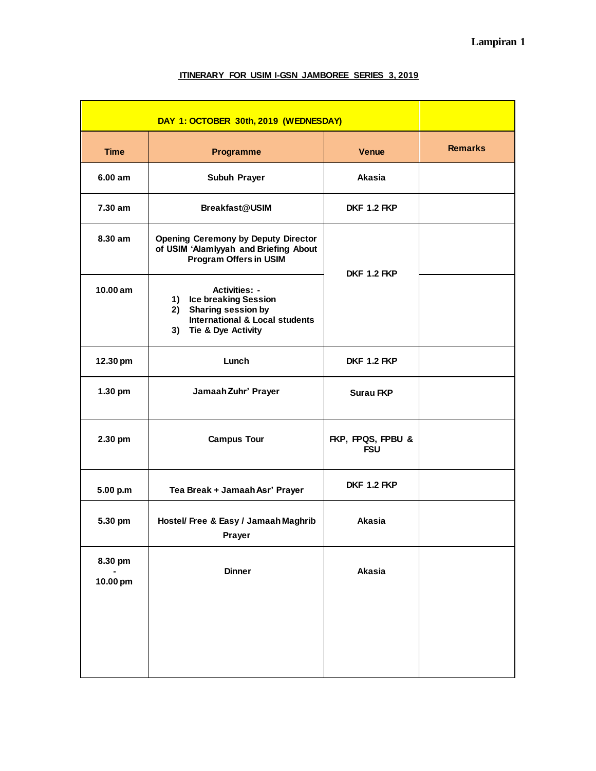**Lampiran 1**

**ITINERARY FOR USIM I-GSN JAMBOREE SERIES 3, 2019**

| DAY 1: OCTOBER 30th, 2019 (WEDNESDAY) | | | |
|---|---|---|---|
| **Time** | **Programme** | **Venue** | **Remarks** |
| 6.00 am | Subuh Prayer | Akasia | |
| 7.30 am | Breakfast@USIM | DKF 1.2 FKP | |
| 8.30 am | Opening Ceremony by Deputy Director of USIM 'Alamiyyah and Briefing About Program Offers in USIM | DKF 1.2 FKP | |
| 10.00 am | Activities: - 1) Ice breaking Session 2) Sharing session by International & Local students 3) Tie & Dye Activity | DKF 1.2 FKP | |
| 12.30 pm | Lunch | DKF 1.2 FKP | |
| 1.30 pm | Jamaah Zuhr' Prayer | Surau FKP | |
| 2.30 pm | Campus Tour | FKP, FPQS, FPBU & FSU | |
| 5.00 p.m | Tea Break + Jamaah Asr' Prayer | DKF 1.2 FKP | |
| 5.30 pm | Hostel/ Free & Easy / Jamaah Maghrib Prayer | Akasia | |
| 8.30 pm - 10.00 pm | Dinner | Akasia | |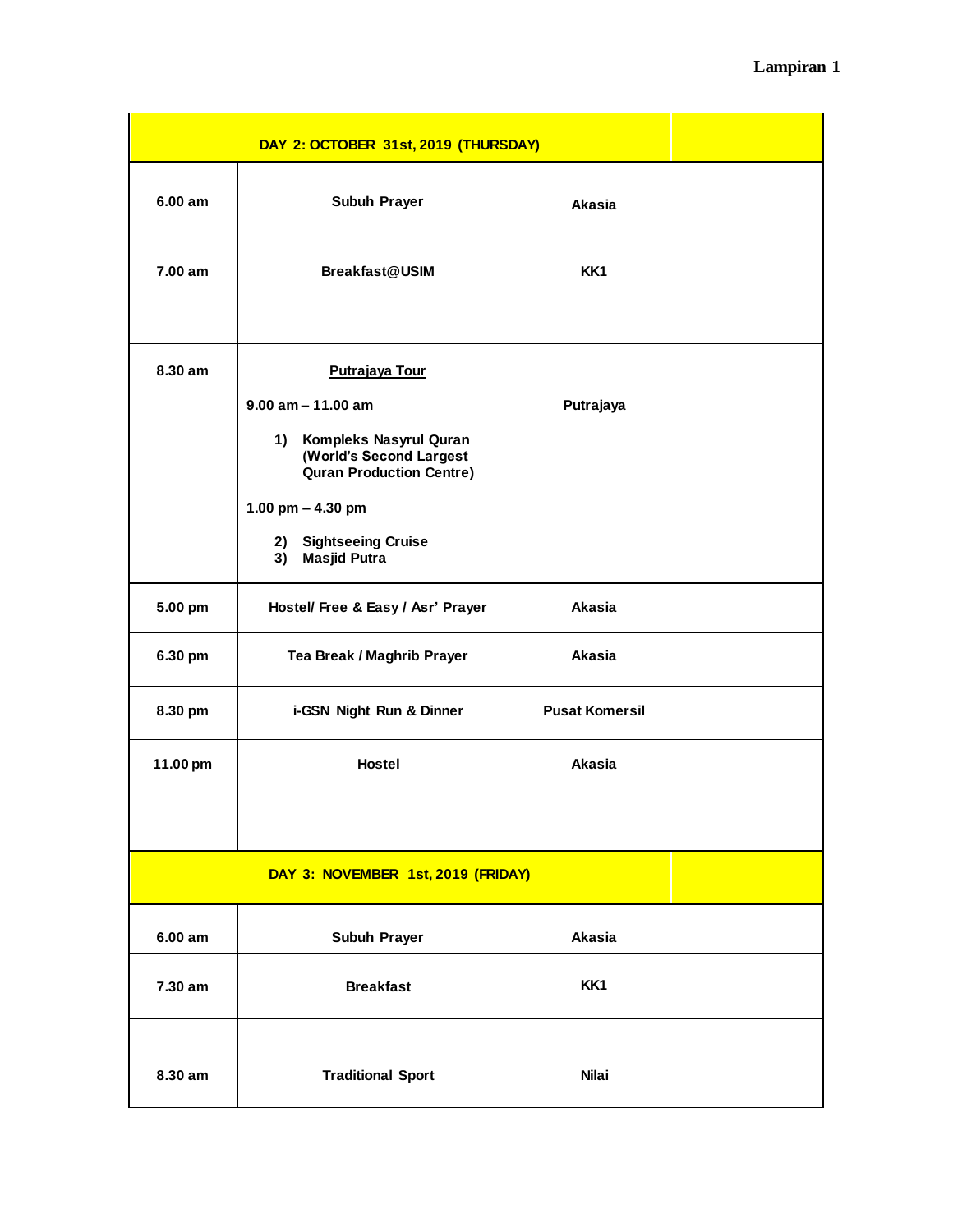**Lampiran 1**

| DAY 2: OCTOBER 31st, 2019 (THURSDAY) | | | |
|---|---|---|---|
| 6.00 am | Subuh Prayer | Akasia | |
| 7.00 am | Breakfast@USIM | KK1 | |
| 8.30 am | <u>Putrajaya Tour</u><br>9.00 am – 11.00 am<br>1) Kompleks Nasyrul Quran (World's Second Largest Quran Production Centre)<br>1.00 pm – 4.30 pm<br>2) Sightseeing Cruise<br>3) Masjid Putra | Putrajaya | |
| 5.00 pm | Hostel/ Free & Easy / Asr' Prayer | Akasia | |
| 6.30 pm | Tea Break / Maghrib Prayer | Akasia | |
| 8.30 pm | i-GSN Night Run & Dinner | Pusat Komersil | |
| 11.00 pm | Hostel | Akasia | |
| **DAY 3: NOVEMBER 1st, 2019 (FRIDAY)** | | | |
| 6.00 am | Subuh Prayer | Akasia | |
| 7.30 am | Breakfast | KK1 | |
| 8.30 am | Traditional Sport | Nilai | |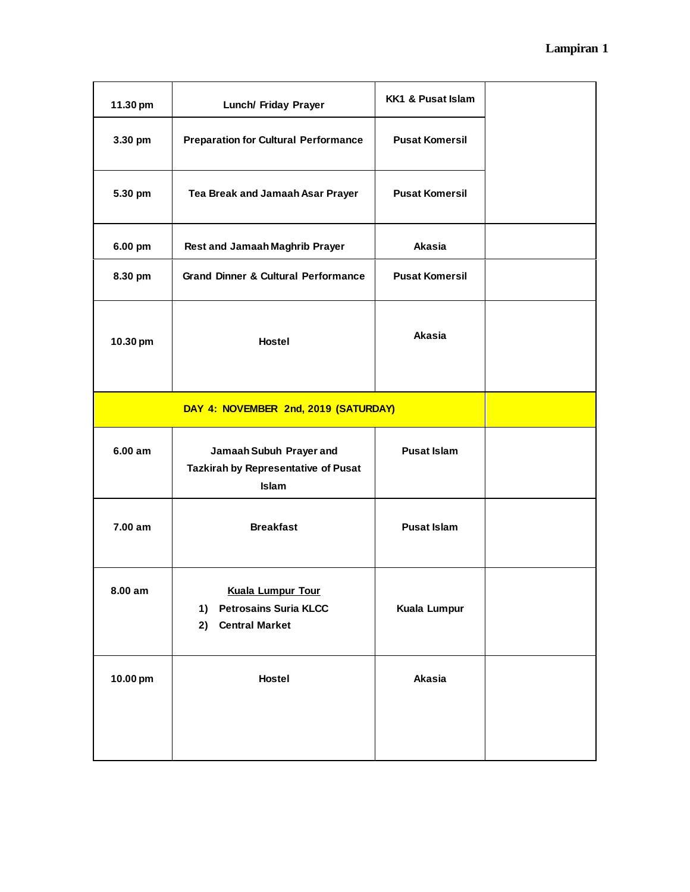| | | | |
|---|---|---|---|
| 11.30 pm | Lunch/ Friday Prayer | KK1 & Pusat Islam | |
| 3.30 pm | Preparation for Cultural Performance | Pusat Komersil | |
| 5.30 pm | Tea Break and Jamaah Asar Prayer | Pusat Komersil | |
| 6.00 pm | Rest and Jamaah Maghrib Prayer | Akasia | |
| 8.30 pm | Grand Dinner & Cultural Performance | Pusat Komersil | |
| 10.30 pm | Hostel | Akasia | |
| **DAY 4: NOVEMBER 2nd, 2019 (SATURDAY)** | | | |
| 6.00 am | Jamaah Subuh Prayer and Tazkirah by Representative of Pusat Islam | Pusat Islam | |
| 7.00 am | Breakfast | Pusat Islam | |
| 8.00 am | Kuala Lumpur Tour<br>1) Petrosains Suria KLCC<br>2) Central Market | Kuala Lumpur | |
| 10.00 pm | Hostel | Akasia | |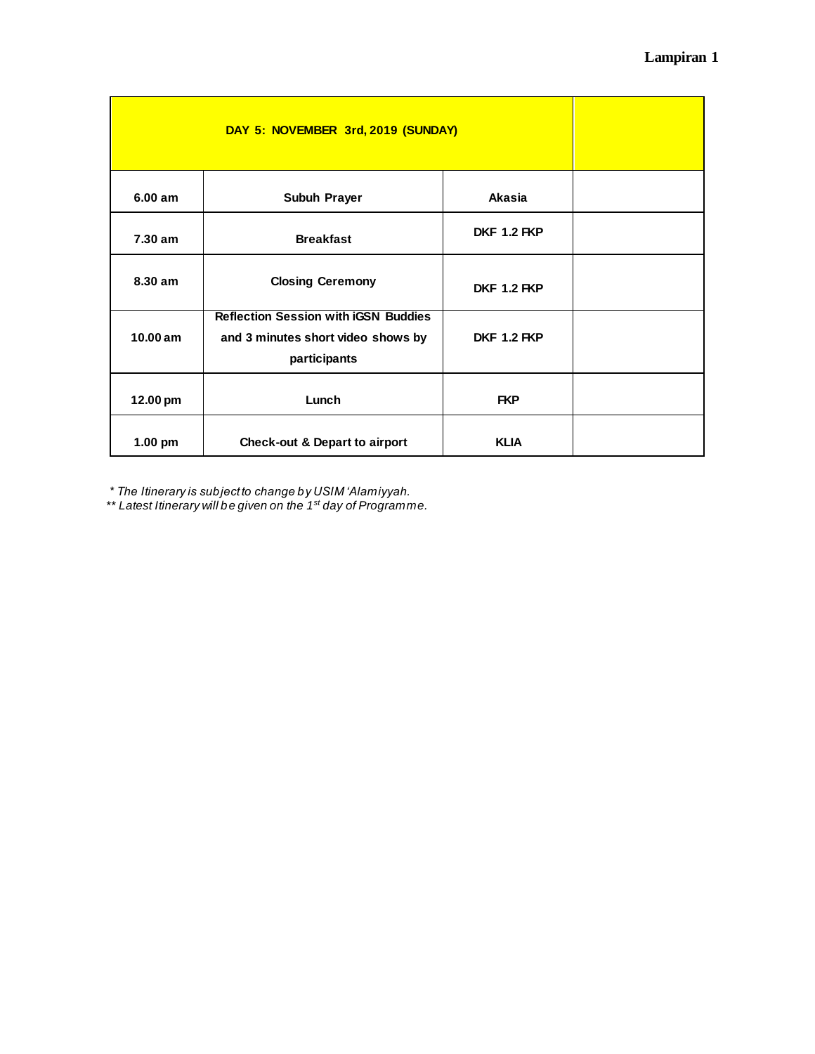**Lampiran 1**

| DAY 5: NOVEMBER 3rd, 2019 (SUNDAY) | | | |
|---|---|---|---|
| 6.00 am | Subuh Prayer | Akasia | |
| 7.30 am | Breakfast | DKF 1.2 FKP | |
| 8.30 am | Closing Ceremony | DKF 1.2 FKP | |
| 10.00 am | Reflection Session with iGSN Buddies and 3 minutes short video shows by participants | DKF 1.2 FKP | |
| 12.00 pm | Lunch | FKP | |
| 1.00 pm | Check-out & Depart to airport | KLIA | |

*\* The Itinerary is subject to change by USIM ‘Alamiyyah.*
*\*\* Latest Itinerary will be given on the 1st day of Programme.*